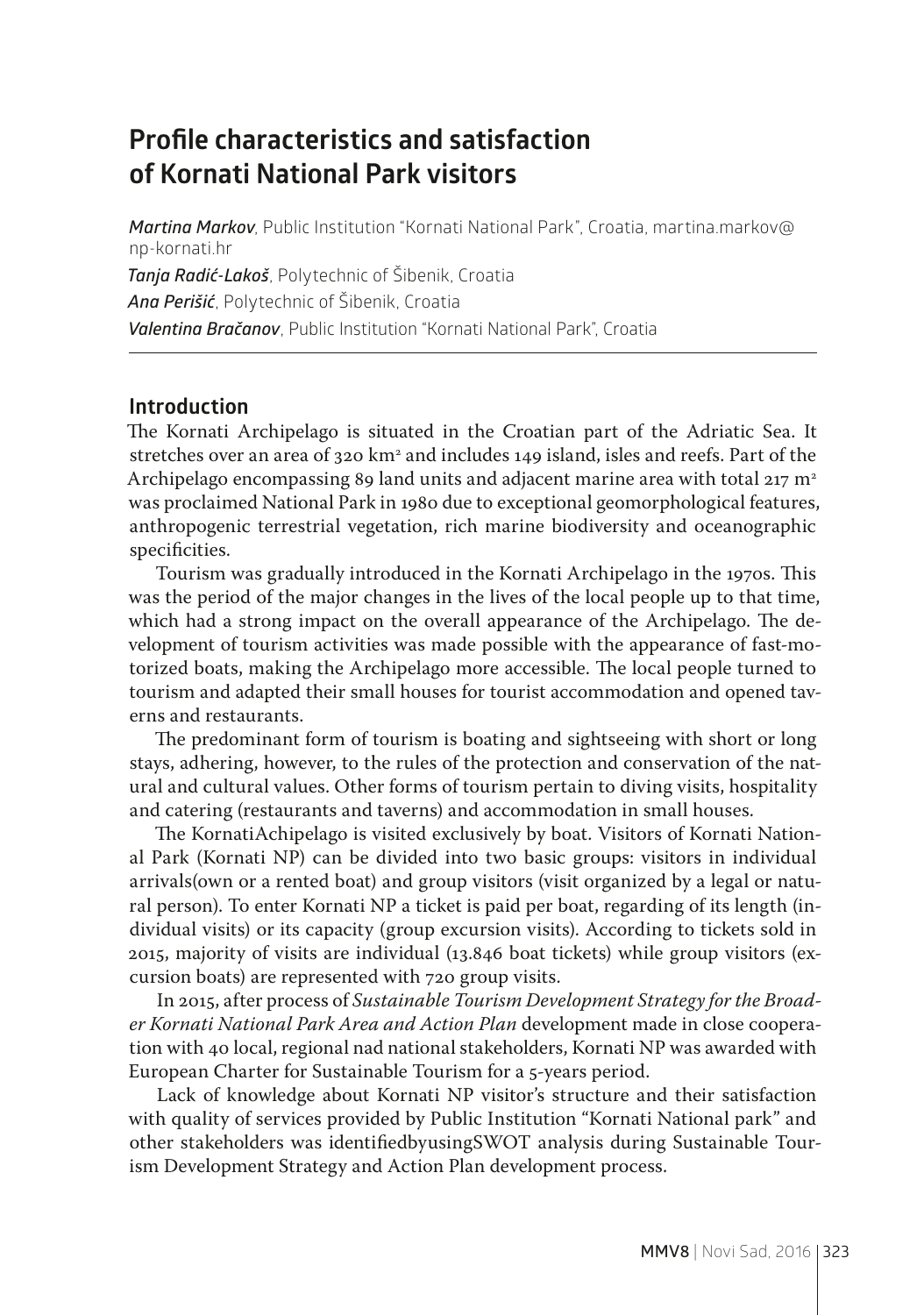# Profile characteristics and satisfaction of Kornati National Park visitors

*Martina Markov*, Public Institution "Kornati National Park", Croatia, martina.markov@np-kornati.hr
*Tanja Radić-Lakoš*, Polytechnic of Šibenik, Croatia
*Ana Perišić*, Polytechnic of Šibenik, Croatia
*Valentina Bračanov*, Public Institution "Kornati National Park", Croatia

## Introduction

The Kornati Archipelago is situated in the Croatian part of the Adriatic Sea. It stretches over an area of 320 km$^2$ and includes 149 island, isles and reefs. Part of the Archipelago encompassing 89 land units and adjacent marine area with total 217 m$^2$ was proclaimed National Park in 1980 due to exceptional geomorphological features, anthropogenic terrestrial vegetation, rich marine biodiversity and oceanographic specificities.

Tourism was gradually introduced in the Kornati Archipelago in the 1970s. This was the period of the major changes in the lives of the local people up to that time, which had a strong impact on the overall appearance of the Archipelago. The development of tourism activities was made possible with the appearance of fast-motorized boats, making the Archipelago more accessible. The local people turned to tourism and adapted their small houses for tourist accommodation and opened taverns and restaurants.

The predominant form of tourism is boating and sightseeing with short or long stays, adhering, however, to the rules of the protection and conservation of the natural and cultural values. Other forms of tourism pertain to diving visits, hospitality and catering (restaurants and taverns) and accommodation in small houses.

The KornatiAchipelago is visited exclusively by boat. Visitors of Kornati National Park (Kornati NP) can be divided into two basic groups: visitors in individual arrivals(own or a rented boat) and group visitors (visit organized by a legal or natural person). To enter Kornati NP a ticket is paid per boat, regarding of its length (individual visits) or its capacity (group excursion visits). According to tickets sold in 2015, majority of visits are individual (13.846 boat tickets) while group visitors (excursion boats) are represented with 720 group visits.

In 2015, after process of *Sustainable Tourism Development Strategy for the Broader Kornati National Park Area and Action Plan* development made in close cooperation with 40 local, regional nad national stakeholders, Kornati NP was awarded with European Charter for Sustainable Tourism for a 5-years period.

Lack of knowledge about Kornati NP visitor's structure and their satisfaction with quality of services provided by Public Institution "Kornati National park" and other stakeholders was identifiedbyusingSWOT analysis during Sustainable Tourism Development Strategy and Action Plan development process.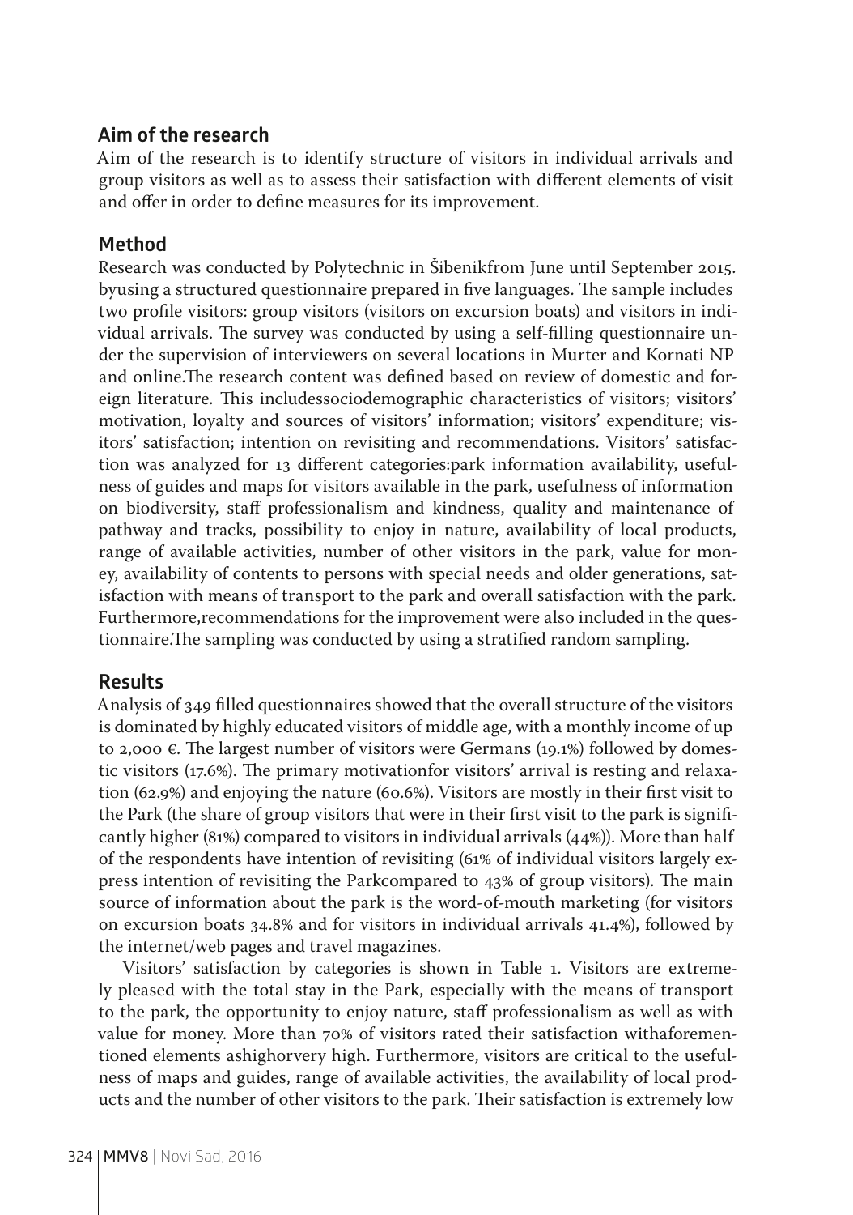## Aim of the research

Aim of the research is to identify structure of visitors in individual arrivals and group visitors as well as to assess their satisfaction with different elements of visit and offer in order to define measures for its improvement.

## Method

Research was conducted by Polytechnic in Šibenikfrom June until September 2015. byusing a structured questionnaire prepared in five languages. The sample includes two profile visitors: group visitors (visitors on excursion boats) and visitors in individual arrivals. The survey was conducted by using a self-filling questionnaire under the supervision of interviewers on several locations in Murter and Kornati NP and online.The research content was defined based on review of domestic and foreign literature. This includessociodemographic characteristics of visitors; visitors' motivation, loyalty and sources of visitors' information; visitors' expenditure; visitors' satisfaction; intention on revisiting and recommendations. Visitors' satisfaction was analyzed for 13 different categories:park information availability, usefulness of guides and maps for visitors available in the park, usefulness of information on biodiversity, staff professionalism and kindness, quality and maintenance of pathway and tracks, possibility to enjoy in nature, availability of local products, range of available activities, number of other visitors in the park, value for money, availability of contents to persons with special needs and older generations, satisfaction with means of transport to the park and overall satisfaction with the park. Furthermore,recommendations for the improvement were also included in the questionnaire.The sampling was conducted by using a stratified random sampling.

## Results

Analysis of 349 filled questionnaires showed that the overall structure of the visitors is dominated by highly educated visitors of middle age, with a monthly income of up to 2,000 €. The largest number of visitors were Germans (19.1%) followed by domestic visitors (17.6%). The primary motivationfor visitors' arrival is resting and relaxation (62.9%) and enjoying the nature (60.6%). Visitors are mostly in their first visit to the Park (the share of group visitors that were in their first visit to the park is significantly higher (81%) compared to visitors in individual arrivals (44%)). More than half of the respondents have intention of revisiting (61% of individual visitors largely express intention of revisiting the Parkcompared to 43% of group visitors). The main source of information about the park is the word-of-mouth marketing (for visitors on excursion boats 34.8% and for visitors in individual arrivals 41.4%), followed by the internet/web pages and travel magazines.

Visitors' satisfaction by categories is shown in Table 1. Visitors are extremely pleased with the total stay in the Park, especially with the means of transport to the park, the opportunity to enjoy nature, staff professionalism as well as with value for money. More than 70% of visitors rated their satisfaction withaforementioned elements ashighorvery high. Furthermore, visitors are critical to the usefulness of maps and guides, range of available activities, the availability of local products and the number of other visitors to the park. Their satisfaction is extremely low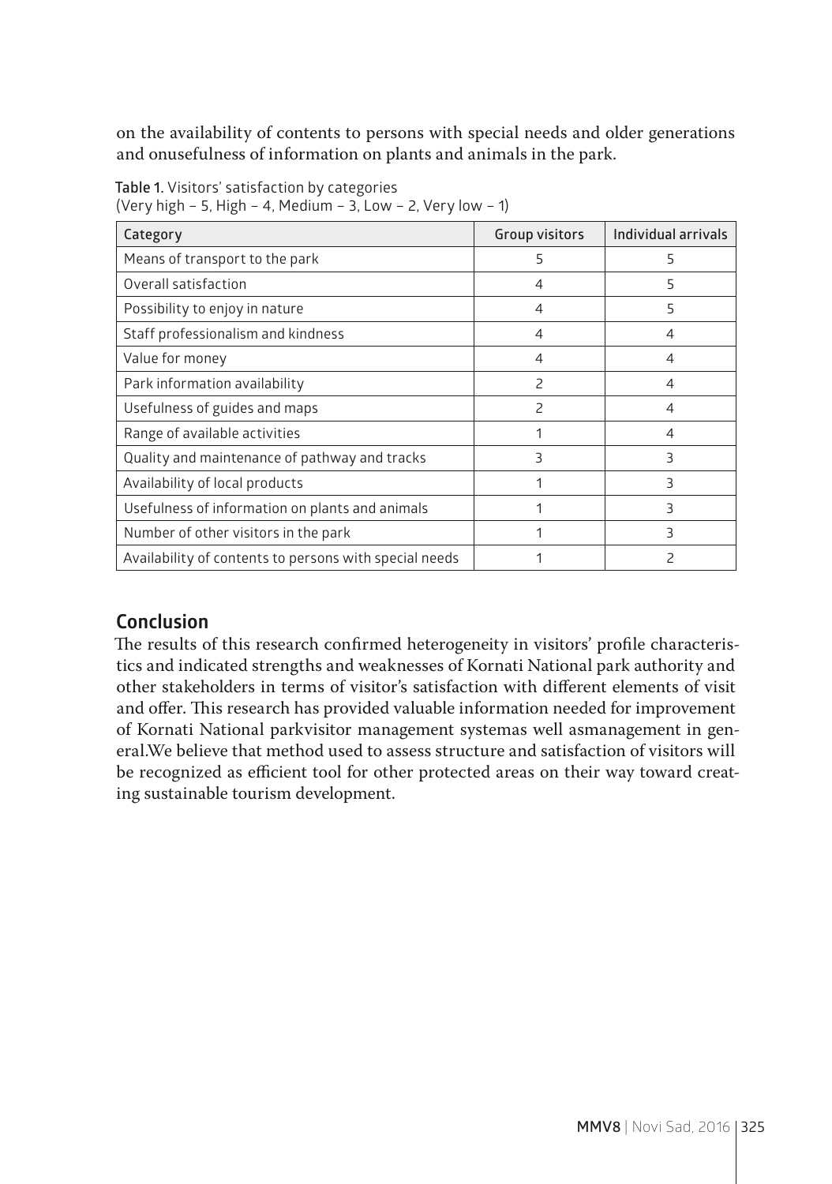on the availability of contents to persons with special needs and older generations and onusefulness of information on plants and animals in the park.

Table 1. Visitors' satisfaction by categories
(Very high – 5, High – 4, Medium – 3, Low – 2, Very low – 1)

| Category | Group visitors | Individual arrivals |
|---|---|---|
| Means of transport to the park | 5 | 5 |
| Overall satisfaction | 4 | 5 |
| Possibility to enjoy in nature | 4 | 5 |
| Staff professionalism and kindness | 4 | 4 |
| Value for money | 4 | 4 |
| Park information availability | 2 | 4 |
| Usefulness of guides and maps | 2 | 4 |
| Range of available activities | 1 | 4 |
| Quality and maintenance of pathway and tracks | 3 | 3 |
| Availability of local products | 1 | 3 |
| Usefulness of information on plants and animals | 1 | 3 |
| Number of other visitors in the park | 1 | 3 |
| Availability of contents to persons with special needs | 1 | 2 |

## Conclusion

The results of this research confirmed heterogeneity in visitors' profile characteristics and indicated strengths and weaknesses of Kornati National park authority and other stakeholders in terms of visitor's satisfaction with different elements of visit and offer. This research has provided valuable information needed for improvement of Kornati National parkvisitor management systemas well asmanagement in general.We believe that method used to assess structure and satisfaction of visitors will be recognized as efficient tool for other protected areas on their way toward creating sustainable tourism development.